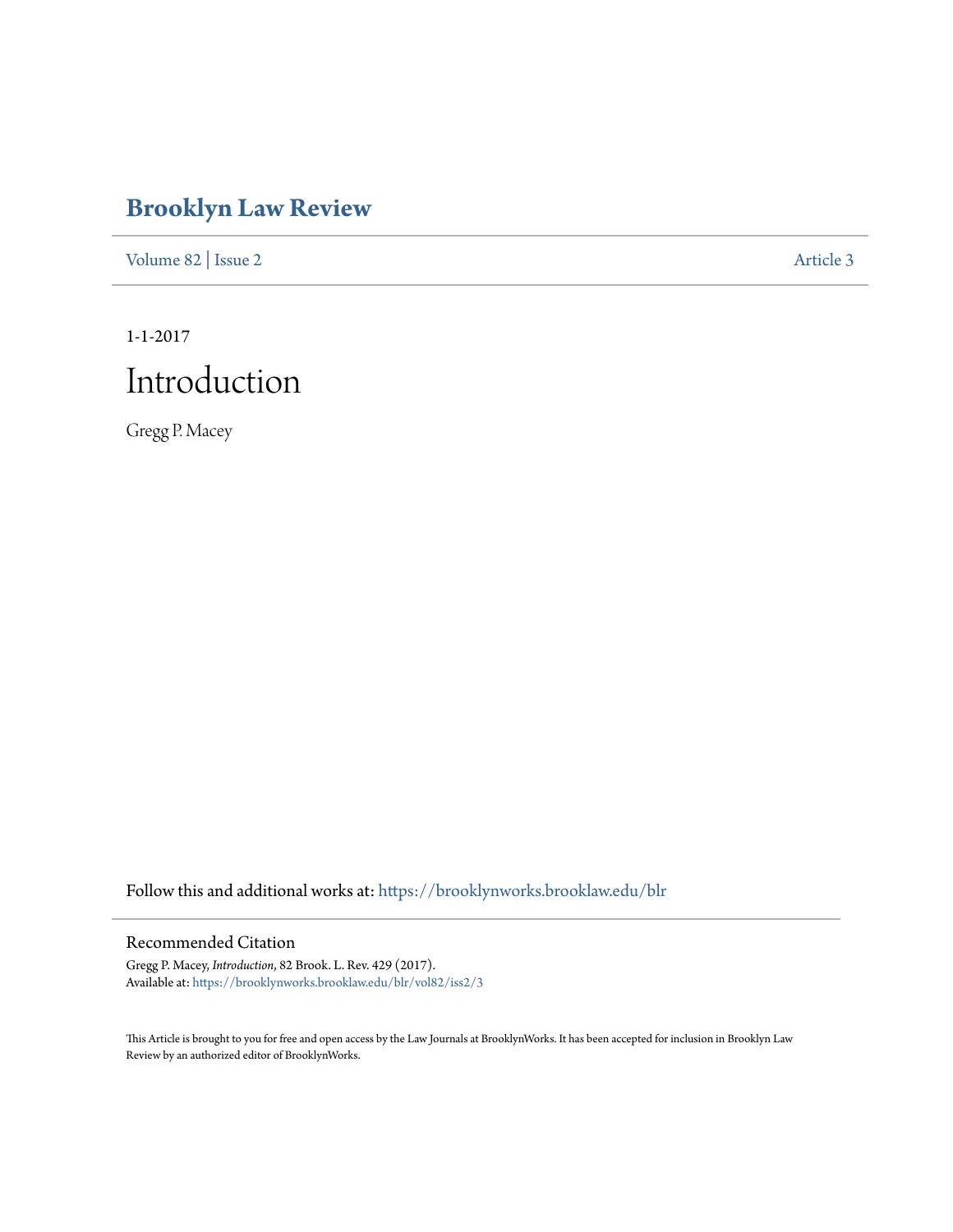# Brooklyn Law Review

Volume 82 | Issue 2 Article 3

1-1-2017

# Introduction

Gregg P. Macey

Follow this and additional works at: https://brooklynworks.brooklaw.edu/blr

## Recommended Citation

Gregg P. Macey, *Introduction*, 82 Brook. L. Rev. 429 (2017).
Available at: https://brooklynworks.brooklaw.edu/blr/vol82/iss2/3

This Article is brought to you for free and open access by the Law Journals at BrooklynWorks. It has been accepted for inclusion in Brooklyn Law Review by an authorized editor of BrooklynWorks.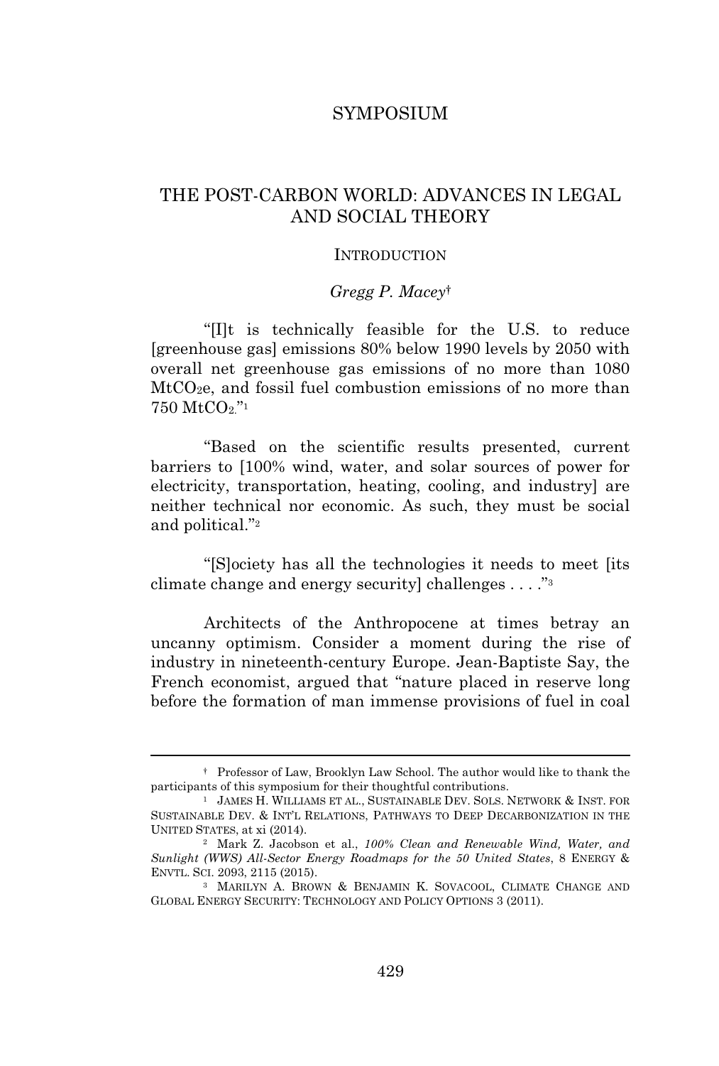# SYMPOSIUM

# THE POST-CARBON WORLD: ADVANCES IN LEGAL AND SOCIAL THEORY

## INTRODUCTION

*Gregg P. Macey*†

"[I]t is technically feasible for the U.S. to reduce [greenhouse gas] emissions 80% below 1990 levels by 2050 with overall net greenhouse gas emissions of no more than 1080 $MtCO_2e$, and fossil fuel combustion emissions of no more than 750 $MtCO_2$."[1]

"Based on the scientific results presented, current barriers to [100% wind, water, and solar sources of power for electricity, transportation, heating, cooling, and industry] are neither technical nor economic. As such, they must be social and political."[2]

"[S]ociety has all the technologies it needs to meet [its climate change and energy security] challenges . . . ."[3]

Architects of the Anthropocene at times betray an uncanny optimism. Consider a moment during the rise of industry in nineteenth-century Europe. Jean-Baptiste Say, the French economist, argued that "nature placed in reserve long before the formation of man immense provisions of fuel in coal

---

† Professor of Law, Brooklyn Law School. The author would like to thank the participants of this symposium for their thoughtful contributions.

[1] JAMES H. WILLIAMS ET AL., SUSTAINABLE DEV. SOLS. NETWORK & INST. FOR SUSTAINABLE DEV. & INT'L RELATIONS, PATHWAYS TO DEEP DECARBONIZATION IN THE UNITED STATES, at xi (2014).

[2] Mark Z. Jacobson et al., *100% Clean and Renewable Wind, Water, and Sunlight (WWS) All-Sector Energy Roadmaps for the 50 United States*, 8 ENERGY & ENVTL. SCI. 2093, 2115 (2015).

[3] MARILYN A. BROWN & BENJAMIN K. SOVACOOL, CLIMATE CHANGE AND GLOBAL ENERGY SECURITY: TECHNOLOGY AND POLICY OPTIONS 3 (2011).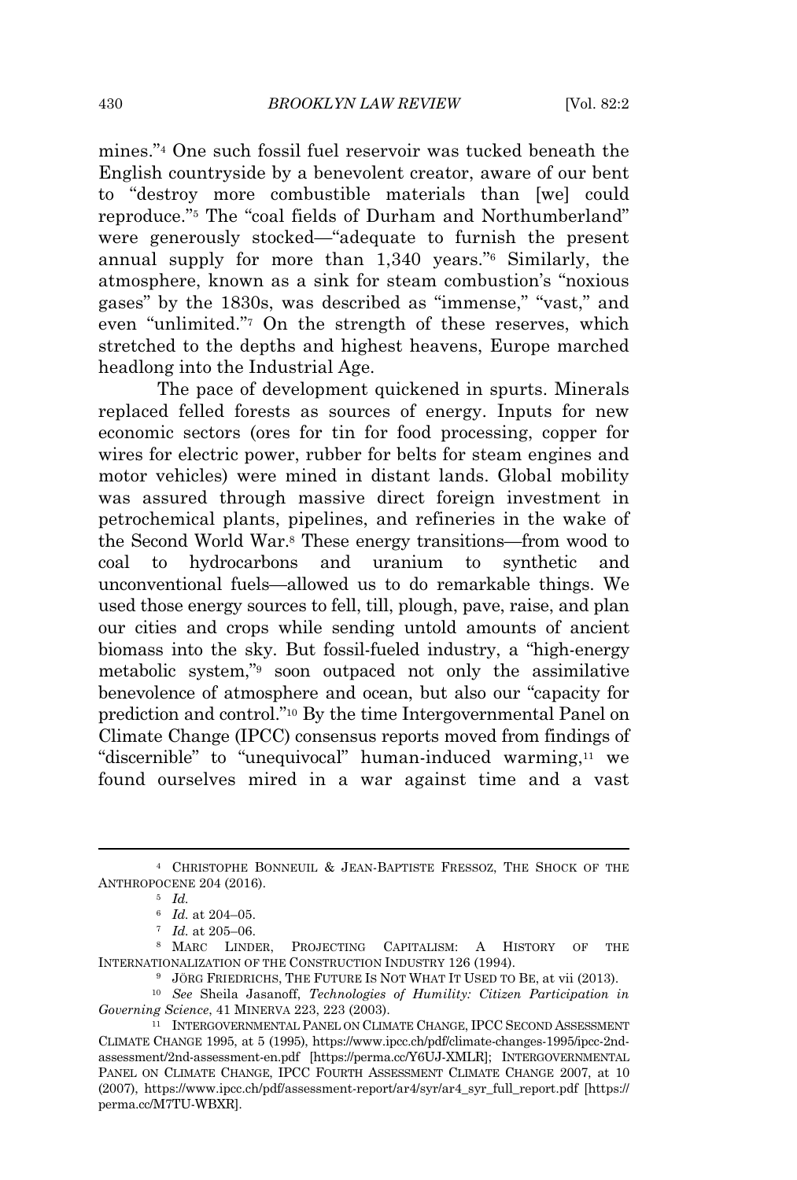mines."[4] One such fossil fuel reservoir was tucked beneath the English countryside by a benevolent creator, aware of our bent to "destroy more combustible materials than [we] could reproduce."[5] The "coal fields of Durham and Northumberland" were generously stocked—"adequate to furnish the present annual supply for more than 1,340 years."[6] Similarly, the atmosphere, known as a sink for steam combustion's "noxious gases" by the 1830s, was described as "immense," "vast," and even "unlimited."[7] On the strength of these reserves, which stretched to the depths and highest heavens, Europe marched headlong into the Industrial Age.

The pace of development quickened in spurts. Minerals replaced felled forests as sources of energy. Inputs for new economic sectors (ores for tin for food processing, copper for wires for electric power, rubber for belts for steam engines and motor vehicles) were mined in distant lands. Global mobility was assured through massive direct foreign investment in petrochemical plants, pipelines, and refineries in the wake of the Second World War.[8] These energy transitions—from wood to coal to hydrocarbons and uranium to synthetic and unconventional fuels—allowed us to do remarkable things. We used those energy sources to fell, till, plough, pave, raise, and plan our cities and crops while sending untold amounts of ancient biomass into the sky. But fossil-fueled industry, a "high-energy metabolic system,"[9] soon outpaced not only the assimilative benevolence of atmosphere and ocean, but also our "capacity for prediction and control."[10] By the time Intergovernmental Panel on Climate Change (IPCC) consensus reports moved from findings of "discernible" to "unequivocal" human-induced warming,[11] we found ourselves mired in a war against time and a vast

---

[4] CHRISTOPHE BONNEUIL & JEAN-BAPTISTE FRESSOZ, THE SHOCK OF THE ANTHROPOCENE 204 (2016).

[5] *Id.*

[6] *Id.* at 204–05.

[7] *Id.* at 205–06.

[8] MARC LINDER, PROJECTING CAPITALISM: A HISTORY OF THE INTERNATIONALIZATION OF THE CONSTRUCTION INDUSTRY 126 (1994).

[9] JÖRG FRIEDRICHS, THE FUTURE IS NOT WHAT IT USED TO BE, at vii (2013).

[10] *See* Sheila Jasanoff, *Technologies of Humility: Citizen Participation in Governing Science*, 41 MINERVA 223, 223 (2003).

[11] INTERGOVERNMENTAL PANEL ON CLIMATE CHANGE, IPCC SECOND ASSESSMENT CLIMATE CHANGE 1995, at 5 (1995), https://www.ipcc.ch/pdf/climate-changes-1995/ipcc-2nd-assessment/2nd-assessment-en.pdf [https://perma.cc/Y6UJ-XMLR]; INTERGOVERNMENTAL PANEL ON CLIMATE CHANGE, IPCC FOURTH ASSESSMENT CLIMATE CHANGE 2007, at 10 (2007), https://www.ipcc.ch/pdf/assessment-report/ar4/syr/ar4_syr_full_report.pdf [https://perma.cc/M7TU-WBXR].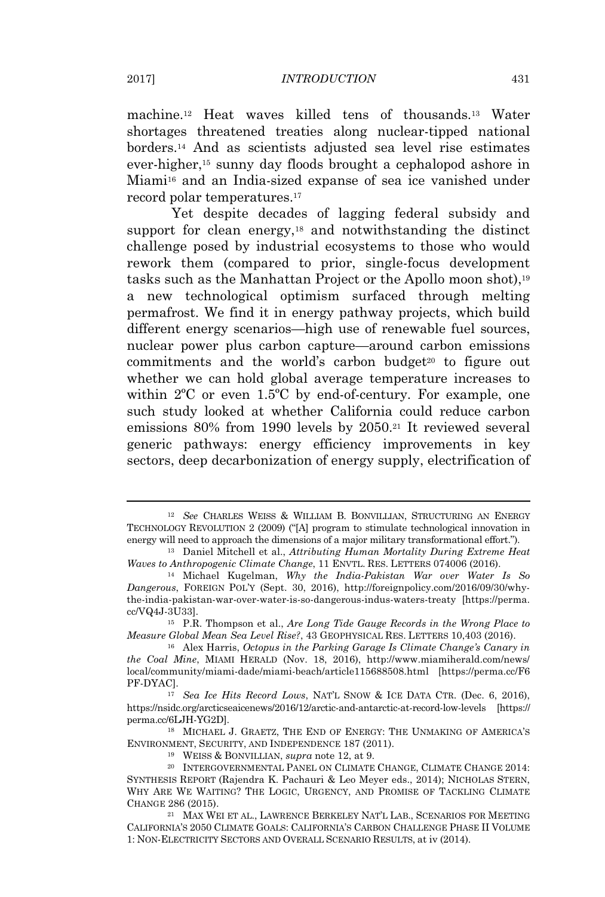machine.[12] Heat waves killed tens of thousands.[13] Water shortages threatened treaties along nuclear-tipped national borders.[14] And as scientists adjusted sea level rise estimates ever-higher,[15] sunny day floods brought a cephalopod ashore in Miami[16] and an India-sized expanse of sea ice vanished under record polar temperatures.[17]

Yet despite decades of lagging federal subsidy and support for clean energy,[18] and notwithstanding the distinct challenge posed by industrial ecosystems to those who would rework them (compared to prior, single-focus development tasks such as the Manhattan Project or the Apollo moon shot),[19] a new technological optimism surfaced through melting permafrost. We find it in energy pathway projects, which build different energy scenarios—high use of renewable fuel sources, nuclear power plus carbon capture—around carbon emissions commitments and the world's carbon budget[20] to figure out whether we can hold global average temperature increases to within 2ºC or even 1.5ºC by end-of-century. For example, one such study looked at whether California could reduce carbon emissions 80% from 1990 levels by 2050.[21] It reviewed several generic pathways: energy efficiency improvements in key sectors, deep decarbonization of energy supply, electrification of

---

[12] *See* CHARLES WEISS & WILLIAM B. BONVILLIAN, STRUCTURING AN ENERGY TECHNOLOGY REVOLUTION 2 (2009) ("[A] program to stimulate technological innovation in energy will need to approach the dimensions of a major military transformational effort.").

[13] Daniel Mitchell et al., *Attributing Human Mortality During Extreme Heat Waves to Anthropogenic Climate Change*, 11 ENVTL. RES. LETTERS 074006 (2016).

[14] Michael Kugelman, *Why the India-Pakistan War over Water Is So Dangerous*, FOREIGN POL'Y (Sept. 30, 2016), http://foreignpolicy.com/2016/09/30/why-the-india-pakistan-war-over-water-is-so-dangerous-indus-waters-treaty [https://perma.cc/VQ4J-3U33].

[15] P.R. Thompson et al., *Are Long Tide Gauge Records in the Wrong Place to Measure Global Mean Sea Level Rise?*, 43 GEOPHYSICAL RES. LETTERS 10,403 (2016).

[16] Alex Harris, *Octopus in the Parking Garage Is Climate Change's Canary in the Coal Mine*, MIAMI HERALD (Nov. 18, 2016), http://www.miamiherald.com/news/local/community/miami-dade/miami-beach/article115688508.html [https://perma.cc/F6PF-DYAC].

[17] *Sea Ice Hits Record Lows*, NAT'L SNOW & ICE DATA CTR. (Dec. 6, 2016), https://nsidc.org/arcticseaicenews/2016/12/arctic-and-antarctic-at-record-low-levels [https://perma.cc/6LJH-YG2D].

[18] MICHAEL J. GRAETZ, THE END OF ENERGY: THE UNMAKING OF AMERICA'S ENVIRONMENT, SECURITY, AND INDEPENDENCE 187 (2011).

[19] WEISS & BONVILLIAN, *supra* note 12, at 9.

[20] INTERGOVERNMENTAL PANEL ON CLIMATE CHANGE, CLIMATE CHANGE 2014: SYNTHESIS REPORT (Rajendra K. Pachauri & Leo Meyer eds., 2014); NICHOLAS STERN, WHY ARE WE WAITING? THE LOGIC, URGENCY, AND PROMISE OF TACKLING CLIMATE CHANGE 286 (2015).

[21] MAX WEI ET AL., LAWRENCE BERKELEY NAT'L LAB., SCENARIOS FOR MEETING CALIFORNIA'S 2050 CLIMATE GOALS: CALIFORNIA'S CARBON CHALLENGE PHASE II VOLUME 1: NON-ELECTRICITY SECTORS AND OVERALL SCENARIO RESULTS, at iv (2014).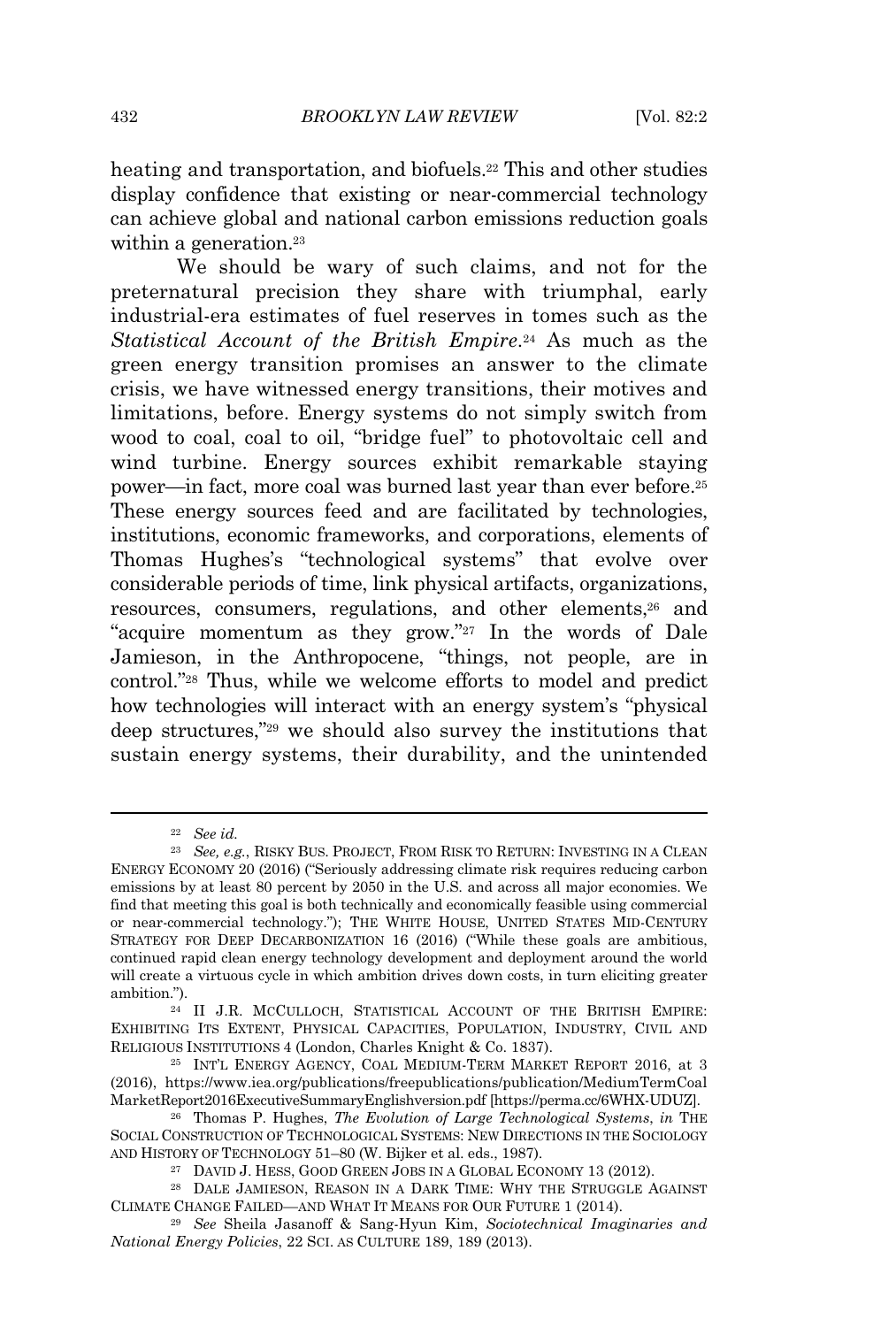heating and transportation, and biofuels.[22] This and other studies display confidence that existing or near-commercial technology can achieve global and national carbon emissions reduction goals within a generation.[23]

We should be wary of such claims, and not for the preternatural precision they share with triumphal, early industrial-era estimates of fuel reserves in tomes such as the *Statistical Account of the British Empire*.[24] As much as the green energy transition promises an answer to the climate crisis, we have witnessed energy transitions, their motives and limitations, before. Energy systems do not simply switch from wood to coal, coal to oil, "bridge fuel" to photovoltaic cell and wind turbine. Energy sources exhibit remarkable staying power—in fact, more coal was burned last year than ever before.[25] These energy sources feed and are facilitated by technologies, institutions, economic frameworks, and corporations, elements of Thomas Hughes's "technological systems" that evolve over considerable periods of time, link physical artifacts, organizations, resources, consumers, regulations, and other elements,[26] and "acquire momentum as they grow."[27] In the words of Dale Jamieson, in the Anthropocene, "things, not people, are in control."[28] Thus, while we welcome efforts to model and predict how technologies will interact with an energy system's "physical deep structures,"[29] we should also survey the institutions that sustain energy systems, their durability, and the unintended

---

[22] *See id.*

[23] *See, e.g.*, RISKY BUS. PROJECT, FROM RISK TO RETURN: INVESTING IN A CLEAN ENERGY ECONOMY 20 (2016) ("Seriously addressing climate risk requires reducing carbon emissions by at least 80 percent by 2050 in the U.S. and across all major economies. We find that meeting this goal is both technically and economically feasible using commercial or near-commercial technology."); THE WHITE HOUSE, UNITED STATES MID-CENTURY STRATEGY FOR DEEP DECARBONIZATION 16 (2016) ("While these goals are ambitious, continued rapid clean energy technology development and deployment around the world will create a virtuous cycle in which ambition drives down costs, in turn eliciting greater ambition.").

[24] II J.R. MCCULLOCH, STATISTICAL ACCOUNT OF THE BRITISH EMPIRE: EXHIBITING ITS EXTENT, PHYSICAL CAPACITIES, POPULATION, INDUSTRY, CIVIL AND RELIGIOUS INSTITUTIONS 4 (London, Charles Knight & Co. 1837).

[25] INT'L ENERGY AGENCY, COAL MEDIUM-TERM MARKET REPORT 2016, at 3 (2016), https://www.iea.org/publications/freepublications/publication/MediumTermCoalMarketReport2016ExecutiveSummaryEnglishversion.pdf [https://perma.cc/6WHX-UDUZ].

[26] Thomas P. Hughes, *The Evolution of Large Technological Systems*, *in* THE SOCIAL CONSTRUCTION OF TECHNOLOGICAL SYSTEMS: NEW DIRECTIONS IN THE SOCIOLOGY AND HISTORY OF TECHNOLOGY 51–80 (W. Bijker et al. eds., 1987).

[27] DAVID J. HESS, GOOD GREEN JOBS IN A GLOBAL ECONOMY 13 (2012).

[28] DALE JAMIESON, REASON IN A DARK TIME: WHY THE STRUGGLE AGAINST CLIMATE CHANGE FAILED—AND WHAT IT MEANS FOR OUR FUTURE 1 (2014).

[29] *See* Sheila Jasanoff & Sang-Hyun Kim, *Sociotechnical Imaginaries and National Energy Policies*, 22 SCI. AS CULTURE 189, 189 (2013).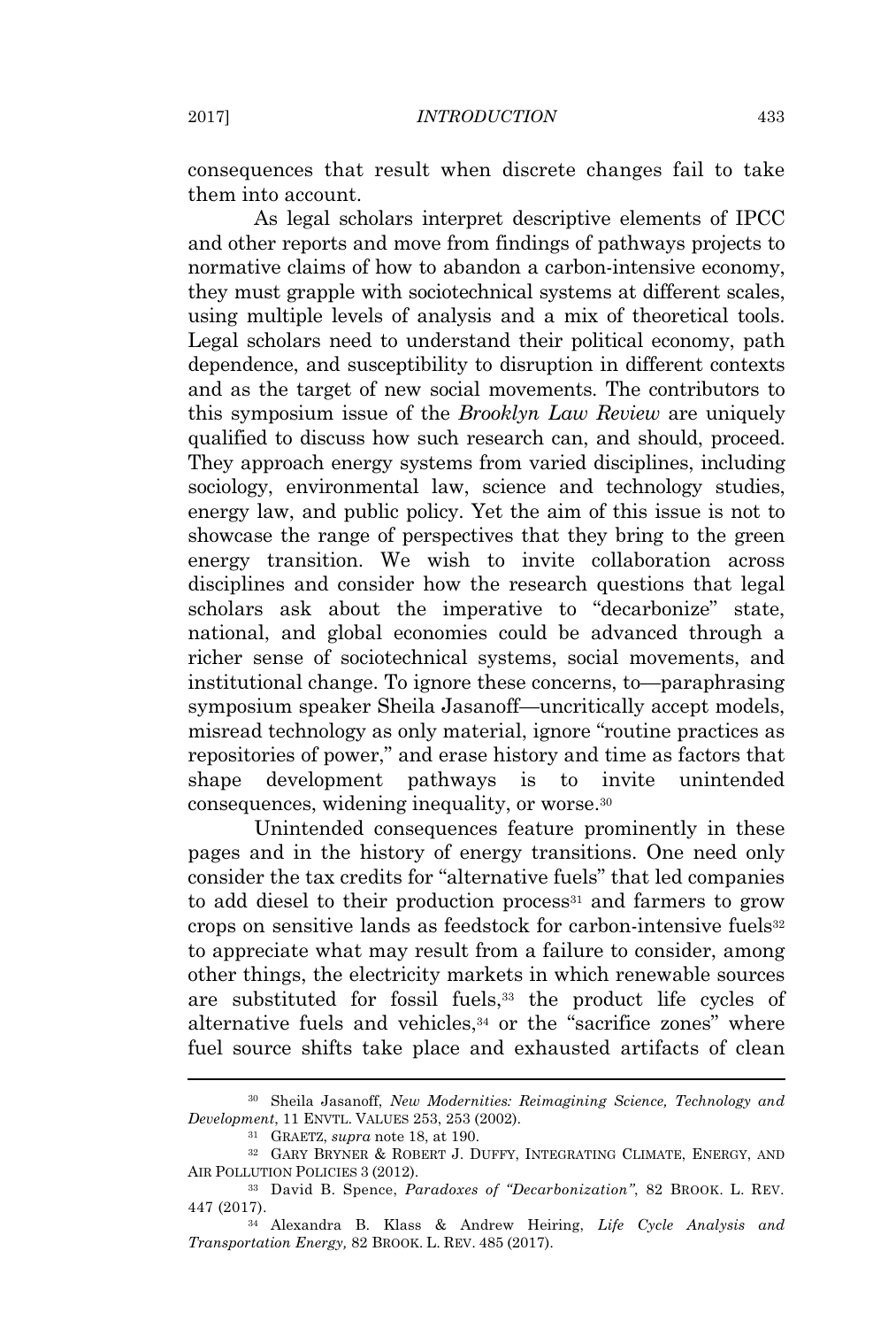consequences that result when discrete changes fail to take them into account.

As legal scholars interpret descriptive elements of IPCC and other reports and move from findings of pathways projects to normative claims of how to abandon a carbon-intensive economy, they must grapple with sociotechnical systems at different scales, using multiple levels of analysis and a mix of theoretical tools. Legal scholars need to understand their political economy, path dependence, and susceptibility to disruption in different contexts and as the target of new social movements. The contributors to this symposium issue of the *Brooklyn Law Review* are uniquely qualified to discuss how such research can, and should, proceed. They approach energy systems from varied disciplines, including sociology, environmental law, science and technology studies, energy law, and public policy. Yet the aim of this issue is not to showcase the range of perspectives that they bring to the green energy transition. We wish to invite collaboration across disciplines and consider how the research questions that legal scholars ask about the imperative to "decarbonize" state, national, and global economies could be advanced through a richer sense of sociotechnical systems, social movements, and institutional change. To ignore these concerns, to—paraphrasing symposium speaker Sheila Jasanoff—uncritically accept models, misread technology as only material, ignore "routine practices as repositories of power," and erase history and time as factors that shape development pathways is to invite unintended consequences, widening inequality, or worse.[30]

Unintended consequences feature prominently in these pages and in the history of energy transitions. One need only consider the tax credits for "alternative fuels" that led companies to add diesel to their production process[31] and farmers to grow crops on sensitive lands as feedstock for carbon-intensive fuels[32] to appreciate what may result from a failure to consider, among other things, the electricity markets in which renewable sources are substituted for fossil fuels,[33] the product life cycles of alternative fuels and vehicles,[34] or the "sacrifice zones" where fuel source shifts take place and exhausted artifacts of clean

---

[30] Sheila Jasanoff, *New Modernities: Reimagining Science, Technology and Development*, 11 ENVTL. VALUES 253, 253 (2002).

[31] GRAETZ, *supra* note 18, at 190.

[32] GARY BRYNER & ROBERT J. DUFFY, INTEGRATING CLIMATE, ENERGY, AND AIR POLLUTION POLICIES 3 (2012).

[33] David B. Spence, *Paradoxes of "Decarbonization"*, 82 BROOK. L. REV. 447 (2017).

[34] Alexandra B. Klass & Andrew Heiring, *Life Cycle Analysis and Transportation Energy,* 82 BROOK. L. REV. 485 (2017).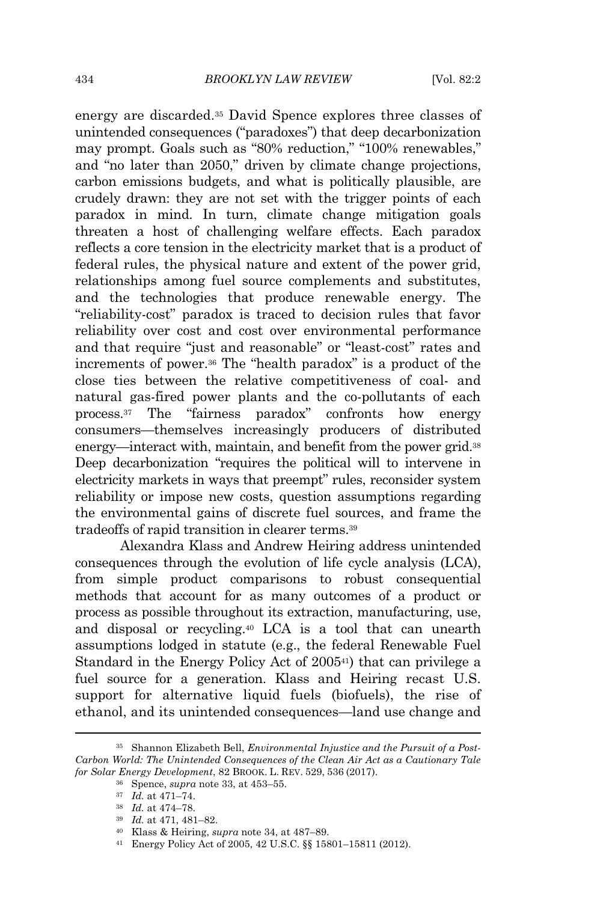energy are discarded.[35] David Spence explores three classes of unintended consequences ("paradoxes") that deep decarbonization may prompt. Goals such as "80% reduction," "100% renewables," and "no later than 2050," driven by climate change projections, carbon emissions budgets, and what is politically plausible, are crudely drawn: they are not set with the trigger points of each paradox in mind. In turn, climate change mitigation goals threaten a host of challenging welfare effects. Each paradox reflects a core tension in the electricity market that is a product of federal rules, the physical nature and extent of the power grid, relationships among fuel source complements and substitutes, and the technologies that produce renewable energy. The "reliability-cost" paradox is traced to decision rules that favor reliability over cost and cost over environmental performance and that require "just and reasonable" or "least-cost" rates and increments of power.[36] The "health paradox" is a product of the close ties between the relative competitiveness of coal- and natural gas-fired power plants and the co-pollutants of each process.[37] The "fairness paradox" confronts how energy consumers—themselves increasingly producers of distributed energy—interact with, maintain, and benefit from the power grid.[38] Deep decarbonization "requires the political will to intervene in electricity markets in ways that preempt" rules, reconsider system reliability or impose new costs, question assumptions regarding the environmental gains of discrete fuel sources, and frame the tradeoffs of rapid transition in clearer terms.[39]

Alexandra Klass and Andrew Heiring address unintended consequences through the evolution of life cycle analysis (LCA), from simple product comparisons to robust consequential methods that account for as many outcomes of a product or process as possible throughout its extraction, manufacturing, use, and disposal or recycling.[40] LCA is a tool that can unearth assumptions lodged in statute (e.g., the federal Renewable Fuel Standard in the Energy Policy Act of 2005[41]) that can privilege a fuel source for a generation. Klass and Heiring recast U.S. support for alternative liquid fuels (biofuels), the rise of ethanol, and its unintended consequences—land use change and

---

[35] Shannon Elizabeth Bell, *Environmental Injustice and the Pursuit of a Post-Carbon World: The Unintended Consequences of the Clean Air Act as a Cautionary Tale for Solar Energy Development*, 82 BROOK. L. REV. 529, 536 (2017).

[36] Spence, *supra* note 33, at 453–55.

[37] *Id.* at 471–74.

[38] *Id.* at 474–78.

[39] *Id.* at 471, 481–82.

[40] Klass & Heiring, *supra* note 34, at 487–89.

[41] Energy Policy Act of 2005, 42 U.S.C. §§ 15801–15811 (2012).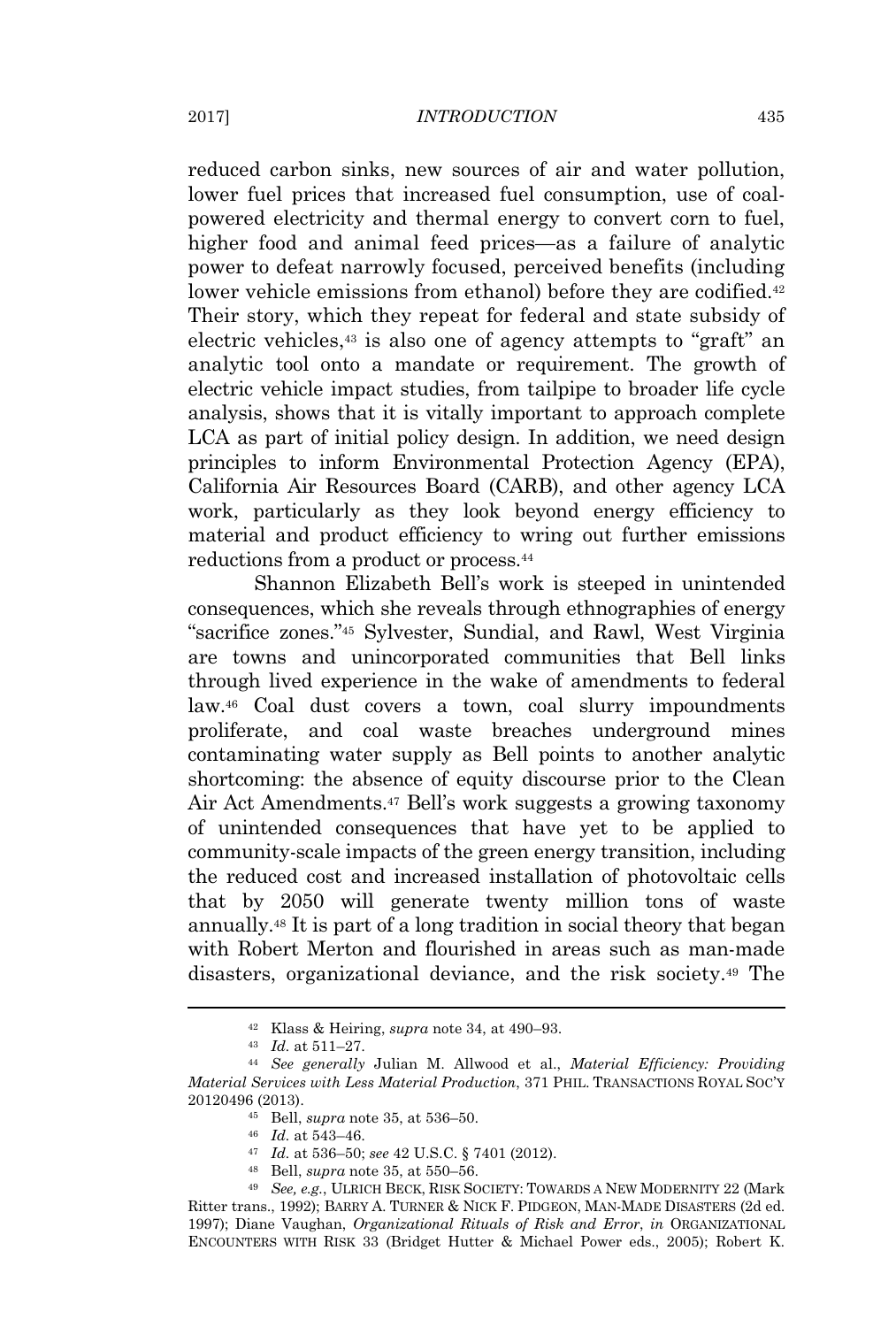reduced carbon sinks, new sources of air and water pollution, lower fuel prices that increased fuel consumption, use of coal-powered electricity and thermal energy to convert corn to fuel, higher food and animal feed prices—as a failure of analytic power to defeat narrowly focused, perceived benefits (including lower vehicle emissions from ethanol) before they are codified.[42] Their story, which they repeat for federal and state subsidy of electric vehicles,[43] is also one of agency attempts to "graft" an analytic tool onto a mandate or requirement. The growth of electric vehicle impact studies, from tailpipe to broader life cycle analysis, shows that it is vitally important to approach complete LCA as part of initial policy design. In addition, we need design principles to inform Environmental Protection Agency (EPA), California Air Resources Board (CARB), and other agency LCA work, particularly as they look beyond energy efficiency to material and product efficiency to wring out further emissions reductions from a product or process.[44]

Shannon Elizabeth Bell's work is steeped in unintended consequences, which she reveals through ethnographies of energy "sacrifice zones."[45] Sylvester, Sundial, and Rawl, West Virginia are towns and unincorporated communities that Bell links through lived experience in the wake of amendments to federal law.[46] Coal dust covers a town, coal slurry impoundments proliferate, and coal waste breaches underground mines contaminating water supply as Bell points to another analytic shortcoming: the absence of equity discourse prior to the Clean Air Act Amendments.[47] Bell's work suggests a growing taxonomy of unintended consequences that have yet to be applied to community-scale impacts of the green energy transition, including the reduced cost and increased installation of photovoltaic cells that by 2050 will generate twenty million tons of waste annually.[48] It is part of a long tradition in social theory that began with Robert Merton and flourished in areas such as man-made disasters, organizational deviance, and the risk society.[49] The

---

42 Klass & Heiring, *supra* note 34, at 490–93.

43 *Id.* at 511–27.

44 *See generally* Julian M. Allwood et al., *Material Efficiency: Providing Material Services with Less Material Production*, 371 PHIL. TRANSACTIONS ROYAL SOC'Y 20120496 (2013).

45 Bell, *supra* note 35, at 536–50.

46 *Id.* at 543–46.

47 *Id.* at 536–50; *see* 42 U.S.C. § 7401 (2012).

48 Bell, *supra* note 35, at 550–56.

49 *See, e.g.*, ULRICH BECK, RISK SOCIETY: TOWARDS A NEW MODERNITY 22 (Mark Ritter trans., 1992); BARRY A. TURNER & NICK F. PIDGEON, MAN-MADE DISASTERS (2d ed. 1997); Diane Vaughan, *Organizational Rituals of Risk and Error*, *in* ORGANIZATIONAL ENCOUNTERS WITH RISK 33 (Bridget Hutter & Michael Power eds., 2005); Robert K.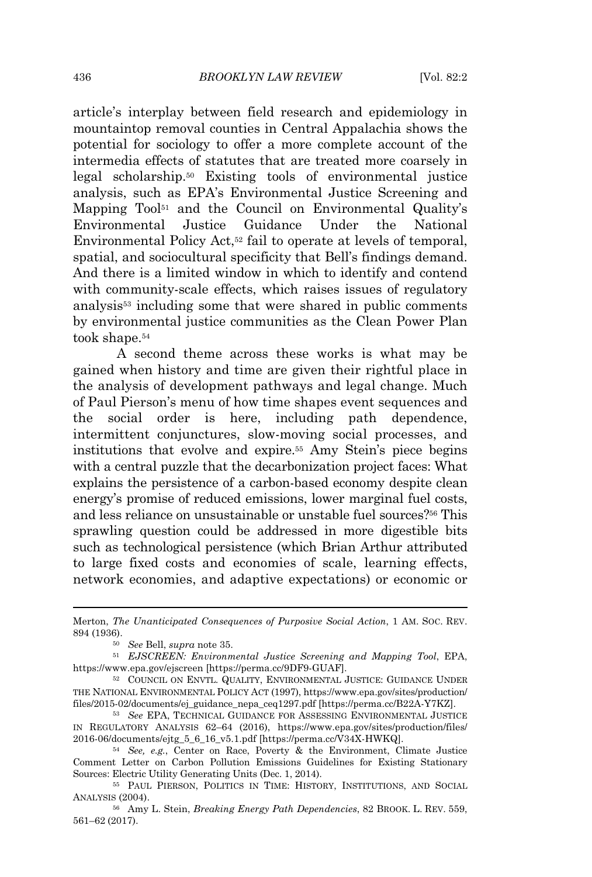article's interplay between field research and epidemiology in mountaintop removal counties in Central Appalachia shows the potential for sociology to offer a more complete account of the intermedia effects of statutes that are treated more coarsely in legal scholarship.[50] Existing tools of environmental justice analysis, such as EPA's Environmental Justice Screening and Mapping Tool[51] and the Council on Environmental Quality's Environmental Justice Guidance Under the National Environmental Policy Act,[52] fail to operate at levels of temporal, spatial, and sociocultural specificity that Bell's findings demand. And there is a limited window in which to identify and contend with community-scale effects, which raises issues of regulatory analysis[53] including some that were shared in public comments by environmental justice communities as the Clean Power Plan took shape.[54]

A second theme across these works is what may be gained when history and time are given their rightful place in the analysis of development pathways and legal change. Much of Paul Pierson's menu of how time shapes event sequences and the social order is here, including path dependence, intermittent conjunctures, slow-moving social processes, and institutions that evolve and expire.[55] Amy Stein's piece begins with a central puzzle that the decarbonization project faces: What explains the persistence of a carbon-based economy despite clean energy's promise of reduced emissions, lower marginal fuel costs, and less reliance on unsustainable or unstable fuel sources?[56] This sprawling question could be addressed in more digestible bits such as technological persistence (which Brian Arthur attributed to large fixed costs and economies of scale, learning effects, network economies, and adaptive expectations) or economic or

---

Merton, *The Unanticipated Consequences of Purposive Social Action*, 1 AM. SOC. REV. 894 (1936).

[50] *See* Bell, *supra* note 35.

[51] *EJSCREEN: Environmental Justice Screening and Mapping Tool*, EPA, https://www.epa.gov/ejscreen [https://perma.cc/9DF9-GUAF].

[52] COUNCIL ON ENVTL. QUALITY, ENVIRONMENTAL JUSTICE: GUIDANCE UNDER THE NATIONAL ENVIRONMENTAL POLICY ACT (1997), https://www.epa.gov/sites/production/files/2015-02/documents/ej_guidance_nepa_ceq1297.pdf [https://perma.cc/B22A-Y7KZ].

[53] *See* EPA, TECHNICAL GUIDANCE FOR ASSESSING ENVIRONMENTAL JUSTICE IN REGULATORY ANALYSIS 62–64 (2016), https://www.epa.gov/sites/production/files/2016-06/documents/ejtg_5_6_16_v5.1.pdf [https://perma.cc/V34X-HWKQ].

[54] *See, e.g.*, Center on Race, Poverty & the Environment, Climate Justice Comment Letter on Carbon Pollution Emissions Guidelines for Existing Stationary Sources: Electric Utility Generating Units (Dec. 1, 2014).

[55] PAUL PIERSON, POLITICS IN TIME: HISTORY, INSTITUTIONS, AND SOCIAL ANALYSIS (2004).

[56] Amy L. Stein, *Breaking Energy Path Dependencies*, 82 BROOK. L. REV. 559, 561–62 (2017).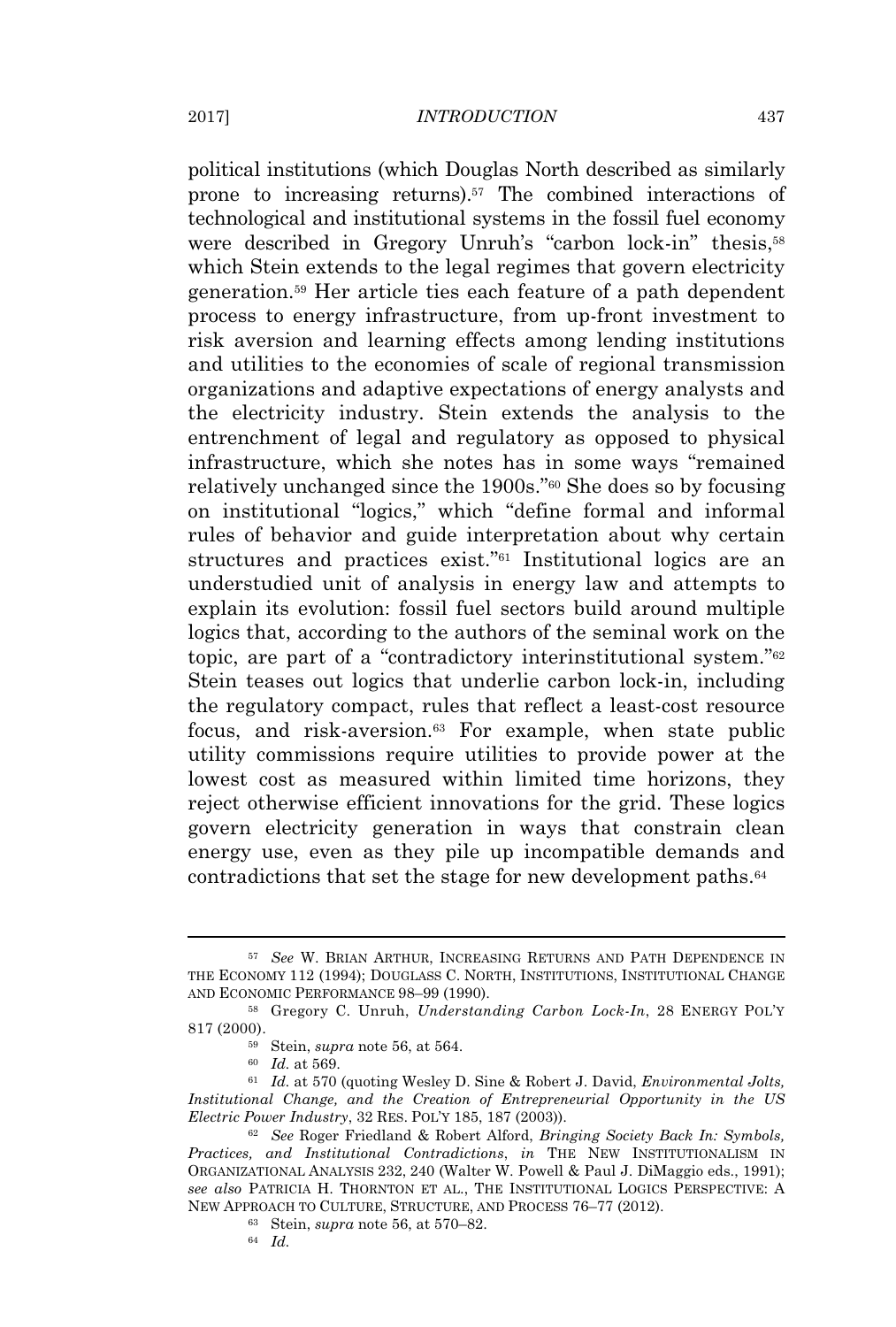political institutions (which Douglas North described as similarly prone to increasing returns).[57] The combined interactions of technological and institutional systems in the fossil fuel economy were described in Gregory Unruh's "carbon lock-in" thesis,[58] which Stein extends to the legal regimes that govern electricity generation.[59] Her article ties each feature of a path dependent process to energy infrastructure, from up-front investment to risk aversion and learning effects among lending institutions and utilities to the economies of scale of regional transmission organizations and adaptive expectations of energy analysts and the electricity industry. Stein extends the analysis to the entrenchment of legal and regulatory as opposed to physical infrastructure, which she notes has in some ways "remained relatively unchanged since the 1900s."[60] She does so by focusing on institutional "logics," which "define formal and informal rules of behavior and guide interpretation about why certain structures and practices exist."[61] Institutional logics are an understudied unit of analysis in energy law and attempts to explain its evolution: fossil fuel sectors build around multiple logics that, according to the authors of the seminal work on the topic, are part of a "contradictory interinstitutional system."[62] Stein teases out logics that underlie carbon lock-in, including the regulatory compact, rules that reflect a least-cost resource focus, and risk-aversion.[63] For example, when state public utility commissions require utilities to provide power at the lowest cost as measured within limited time horizons, they reject otherwise efficient innovations for the grid. These logics govern electricity generation in ways that constrain clean energy use, even as they pile up incompatible demands and contradictions that set the stage for new development paths.[64]

---

[57] *See* W. BRIAN ARTHUR, INCREASING RETURNS AND PATH DEPENDENCE IN THE ECONOMY 112 (1994); DOUGLASS C. NORTH, INSTITUTIONS, INSTITUTIONAL CHANGE AND ECONOMIC PERFORMANCE 98–99 (1990).

[58] Gregory C. Unruh, *Understanding Carbon Lock-In*, 28 ENERGY POL'Y 817 (2000).

[59] Stein, *supra* note 56, at 564.

[60] *Id.* at 569.

[61] *Id.* at 570 (quoting Wesley D. Sine & Robert J. David, *Environmental Jolts, Institutional Change, and the Creation of Entrepreneurial Opportunity in the US Electric Power Industry*, 32 RES. POL'Y 185, 187 (2003)).

[62] *See* Roger Friedland & Robert Alford, *Bringing Society Back In: Symbols, Practices, and Institutional Contradictions*, *in* THE NEW INSTITUTIONALISM IN ORGANIZATIONAL ANALYSIS 232, 240 (Walter W. Powell & Paul J. DiMaggio eds., 1991); *see also* PATRICIA H. THORNTON ET AL., THE INSTITUTIONAL LOGICS PERSPECTIVE: A NEW APPROACH TO CULTURE, STRUCTURE, AND PROCESS 76–77 (2012).

[63] Stein, *supra* note 56, at 570–82.

[64] *Id.*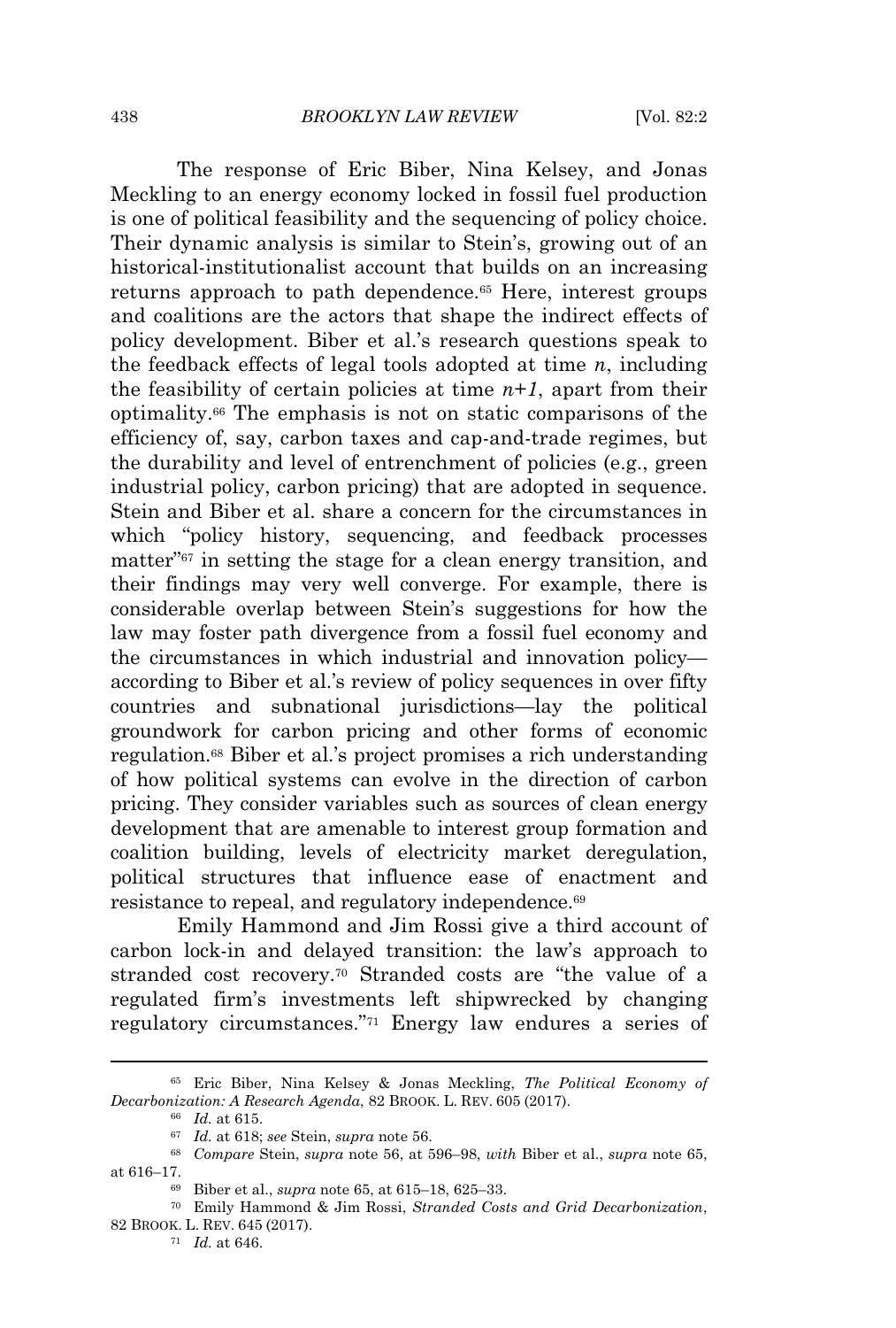The response of Eric Biber, Nina Kelsey, and Jonas Meckling to an energy economy locked in fossil fuel production is one of political feasibility and the sequencing of policy choice. Their dynamic analysis is similar to Stein's, growing out of an historical-institutionalist account that builds on an increasing returns approach to path dependence.[65] Here, interest groups and coalitions are the actors that shape the indirect effects of policy development. Biber et al.'s research questions speak to the feedback effects of legal tools adopted at time $n$, including the feasibility of certain policies at time $n+1$, apart from their optimality.[66] The emphasis is not on static comparisons of the efficiency of, say, carbon taxes and cap-and-trade regimes, but the durability and level of entrenchment of policies (e.g., green industrial policy, carbon pricing) that are adopted in sequence. Stein and Biber et al. share a concern for the circumstances in which "policy history, sequencing, and feedback processes matter"[67] in setting the stage for a clean energy transition, and their findings may very well converge. For example, there is considerable overlap between Stein's suggestions for how the law may foster path divergence from a fossil fuel economy and the circumstances in which industrial and innovation policy—according to Biber et al.'s review of policy sequences in over fifty countries and subnational jurisdictions—lay the political groundwork for carbon pricing and other forms of economic regulation.[68] Biber et al.'s project promises a rich understanding of how political systems can evolve in the direction of carbon pricing. They consider variables such as sources of clean energy development that are amenable to interest group formation and coalition building, levels of electricity market deregulation, political structures that influence ease of enactment and resistance to repeal, and regulatory independence.[69]

Emily Hammond and Jim Rossi give a third account of carbon lock-in and delayed transition: the law's approach to stranded cost recovery.[70] Stranded costs are "the value of a regulated firm's investments left shipwrecked by changing regulatory circumstances."[71] Energy law endures a series of

---

[65] Eric Biber, Nina Kelsey & Jonas Meckling, *The Political Economy of Decarbonization: A Research Agenda*, 82 BROOK. L. REV. 605 (2017).

[66] *Id.* at 615.

[67] *Id.* at 618; *see* Stein, *supra* note 56.

[68] *Compare* Stein, *supra* note 56, at 596–98, *with* Biber et al., *supra* note 65, at 616–17.

[69] Biber et al., *supra* note 65, at 615–18, 625–33.

[70] Emily Hammond & Jim Rossi, *Stranded Costs and Grid Decarbonization*, 82 BROOK. L. REV. 645 (2017).

[71] *Id.* at 646.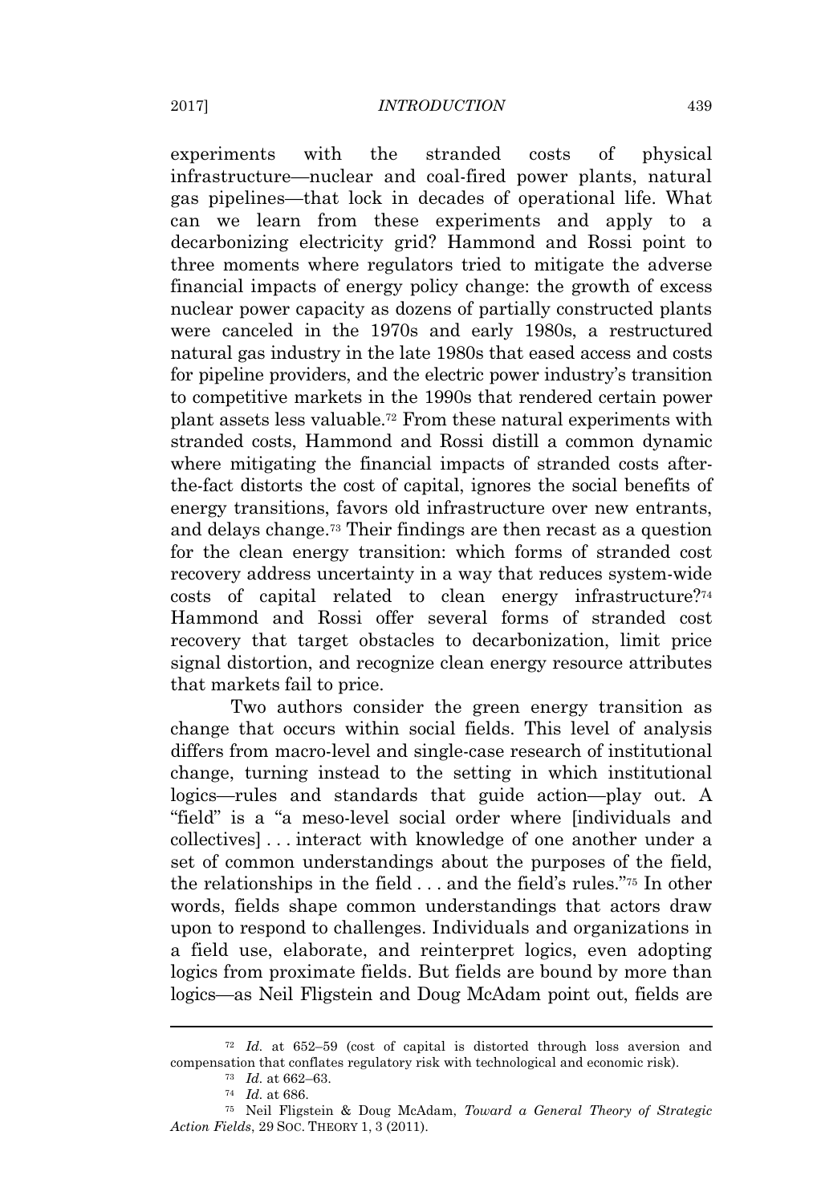experiments with the stranded costs of physical infrastructure—nuclear and coal-fired power plants, natural gas pipelines—that lock in decades of operational life. What can we learn from these experiments and apply to a decarbonizing electricity grid? Hammond and Rossi point to three moments where regulators tried to mitigate the adverse financial impacts of energy policy change: the growth of excess nuclear power capacity as dozens of partially constructed plants were canceled in the 1970s and early 1980s, a restructured natural gas industry in the late 1980s that eased access and costs for pipeline providers, and the electric power industry's transition to competitive markets in the 1990s that rendered certain power plant assets less valuable.[72] From these natural experiments with stranded costs, Hammond and Rossi distill a common dynamic where mitigating the financial impacts of stranded costs after-the-fact distorts the cost of capital, ignores the social benefits of energy transitions, favors old infrastructure over new entrants, and delays change.[73] Their findings are then recast as a question for the clean energy transition: which forms of stranded cost recovery address uncertainty in a way that reduces system-wide costs of capital related to clean energy infrastructure?[74] Hammond and Rossi offer several forms of stranded cost recovery that target obstacles to decarbonization, limit price signal distortion, and recognize clean energy resource attributes that markets fail to price.

Two authors consider the green energy transition as change that occurs within social fields. This level of analysis differs from macro-level and single-case research of institutional change, turning instead to the setting in which institutional logics—rules and standards that guide action—play out. A "field" is a "a meso-level social order where [individuals and collectives] . . . interact with knowledge of one another under a set of common understandings about the purposes of the field, the relationships in the field . . . and the field's rules."[75] In other words, fields shape common understandings that actors draw upon to respond to challenges. Individuals and organizations in a field use, elaborate, and reinterpret logics, even adopting logics from proximate fields. But fields are bound by more than logics—as Neil Fligstein and Doug McAdam point out, fields are

---

[72] *Id.* at 652–59 (cost of capital is distorted through loss aversion and compensation that conflates regulatory risk with technological and economic risk).

[73] *Id.* at 662–63.

[74] *Id.* at 686.

[75] Neil Fligstein & Doug McAdam, *Toward a General Theory of Strategic Action Fields*, 29 SOC. THEORY 1, 3 (2011).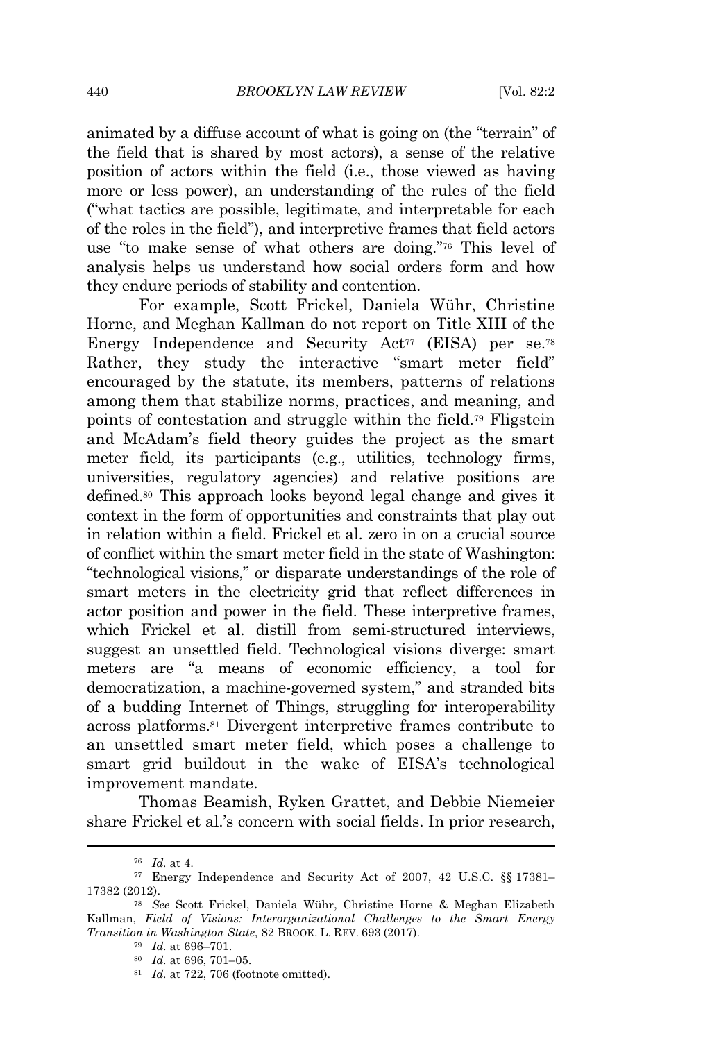animated by a diffuse account of what is going on (the "terrain" of the field that is shared by most actors), a sense of the relative position of actors within the field (i.e., those viewed as having more or less power), an understanding of the rules of the field ("what tactics are possible, legitimate, and interpretable for each of the roles in the field"), and interpretive frames that field actors use "to make sense of what others are doing."[76] This level of analysis helps us understand how social orders form and how they endure periods of stability and contention.

For example, Scott Frickel, Daniela Wühr, Christine Horne, and Meghan Kallman do not report on Title XIII of the Energy Independence and Security Act[77] (EISA) per se.[78] Rather, they study the interactive "smart meter field" encouraged by the statute, its members, patterns of relations among them that stabilize norms, practices, and meaning, and points of contestation and struggle within the field.[79] Fligstein and McAdam's field theory guides the project as the smart meter field, its participants (e.g., utilities, technology firms, universities, regulatory agencies) and relative positions are defined.[80] This approach looks beyond legal change and gives it context in the form of opportunities and constraints that play out in relation within a field. Frickel et al. zero in on a crucial source of conflict within the smart meter field in the state of Washington: "technological visions," or disparate understandings of the role of smart meters in the electricity grid that reflect differences in actor position and power in the field. These interpretive frames, which Frickel et al. distill from semi-structured interviews, suggest an unsettled field. Technological visions diverge: smart meters are "a means of economic efficiency, a tool for democratization, a machine-governed system," and stranded bits of a budding Internet of Things, struggling for interoperability across platforms.[81] Divergent interpretive frames contribute to an unsettled smart meter field, which poses a challenge to smart grid buildout in the wake of EISA's technological improvement mandate.

Thomas Beamish, Ryken Grattet, and Debbie Niemeier share Frickel et al.'s concern with social fields. In prior research,

---

[76] *Id.* at 4.

[77] Energy Independence and Security Act of 2007, 42 U.S.C. §§ 17381–17382 (2012).

[78] *See* Scott Frickel, Daniela Wühr, Christine Horne & Meghan Elizabeth Kallman, *Field of Visions: Interorganizational Challenges to the Smart Energy Transition in Washington State*, 82 BROOK. L. REV. 693 (2017).

[79] *Id.* at 696–701.

[80] *Id.* at 696, 701–05.

[81] *Id.* at 722, 706 (footnote omitted).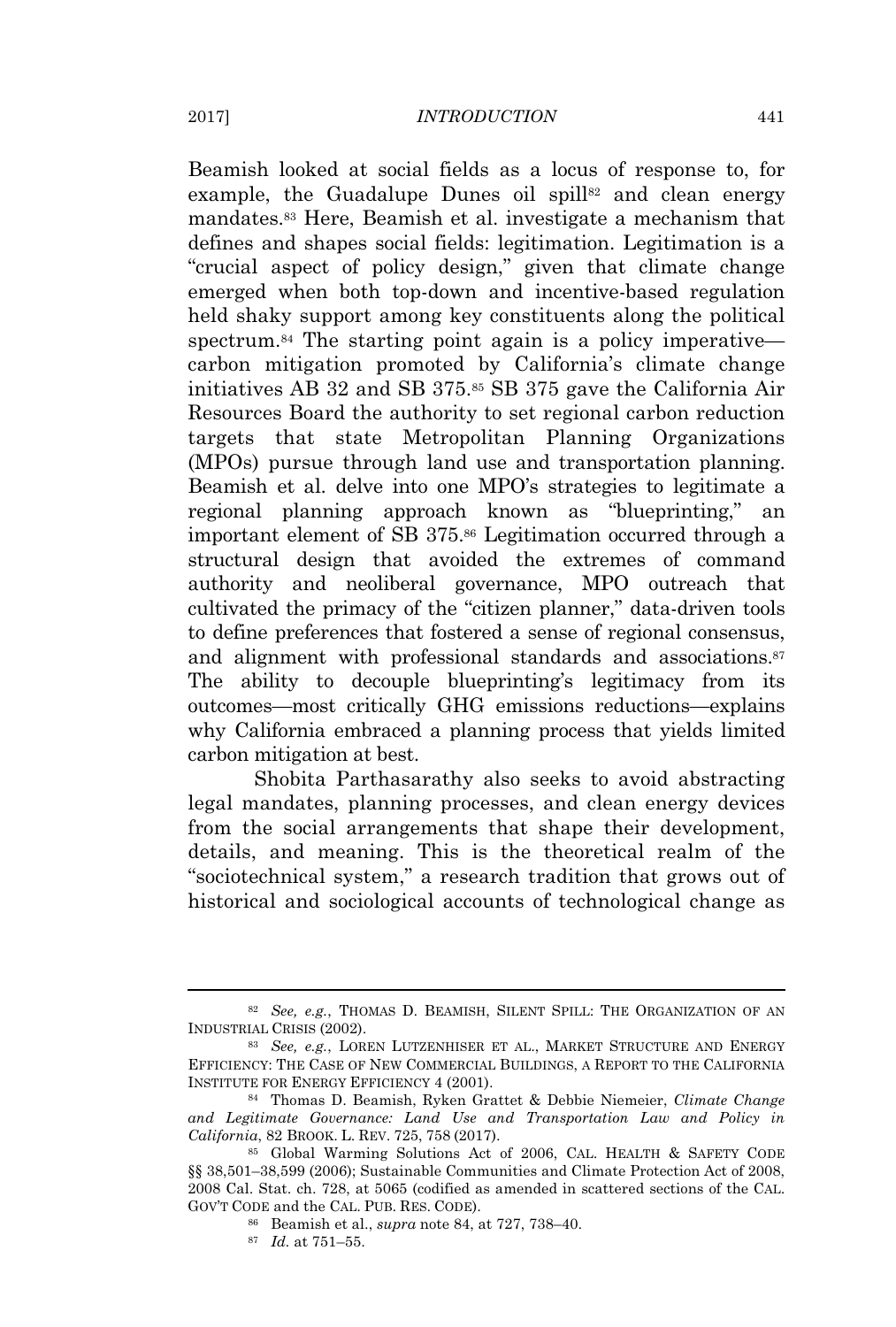Beamish looked at social fields as a locus of response to, for example, the Guadalupe Dunes oil spill[82] and clean energy mandates.[83] Here, Beamish et al. investigate a mechanism that defines and shapes social fields: legitimation. Legitimation is a "crucial aspect of policy design," given that climate change emerged when both top-down and incentive-based regulation held shaky support among key constituents along the political spectrum.[84] The starting point again is a policy imperative—carbon mitigation promoted by California's climate change initiatives AB 32 and SB 375.[85] SB 375 gave the California Air Resources Board the authority to set regional carbon reduction targets that state Metropolitan Planning Organizations (MPOs) pursue through land use and transportation planning. Beamish et al. delve into one MPO's strategies to legitimate a regional planning approach known as "blueprinting," an important element of SB 375.[86] Legitimation occurred through a structural design that avoided the extremes of command authority and neoliberal governance, MPO outreach that cultivated the primacy of the "citizen planner," data-driven tools to define preferences that fostered a sense of regional consensus, and alignment with professional standards and associations.[87] The ability to decouple blueprinting's legitimacy from its outcomes—most critically GHG emissions reductions—explains why California embraced a planning process that yields limited carbon mitigation at best.

Shobita Parthasarathy also seeks to avoid abstracting legal mandates, planning processes, and clean energy devices from the social arrangements that shape their development, details, and meaning. This is the theoretical realm of the "sociotechnical system," a research tradition that grows out of historical and sociological accounts of technological change as

---

[82] *See, e.g.*, THOMAS D. BEAMISH, SILENT SPILL: THE ORGANIZATION OF AN INDUSTRIAL CRISIS (2002).

[83] *See, e.g.*, LOREN LUTZENHISER ET AL., MARKET STRUCTURE AND ENERGY EFFICIENCY: THE CASE OF NEW COMMERCIAL BUILDINGS, A REPORT TO THE CALIFORNIA INSTITUTE FOR ENERGY EFFICIENCY 4 (2001).

[84] Thomas D. Beamish, Ryken Grattet & Debbie Niemeier, *Climate Change and Legitimate Governance: Land Use and Transportation Law and Policy in California*, 82 BROOK. L. REV. 725, 758 (2017).

[85] Global Warming Solutions Act of 2006, CAL. HEALTH & SAFETY CODE §§ 38,501–38,599 (2006); Sustainable Communities and Climate Protection Act of 2008, 2008 Cal. Stat. ch. 728, at 5065 (codified as amended in scattered sections of the CAL. GOV'T CODE and the CAL. PUB. RES. CODE).

[86] Beamish et al., *supra* note 84, at 727, 738–40.

[87] *Id.* at 751–55.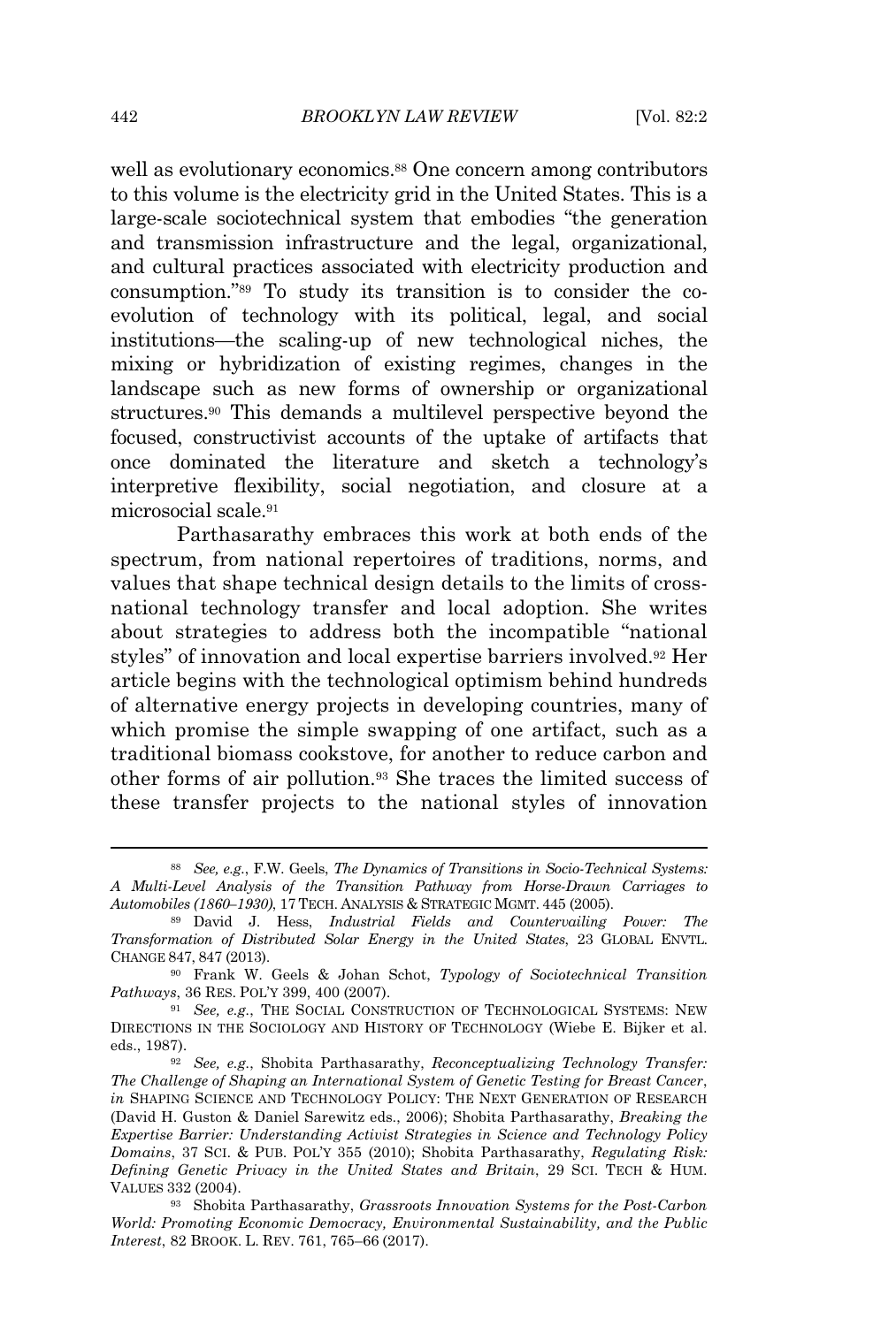well as evolutionary economics.[88] One concern among contributors to this volume is the electricity grid in the United States. This is a large-scale sociotechnical system that embodies "the generation and transmission infrastructure and the legal, organizational, and cultural practices associated with electricity production and consumption."[89] To study its transition is to consider the co-evolution of technology with its political, legal, and social institutions—the scaling-up of new technological niches, the mixing or hybridization of existing regimes, changes in the landscape such as new forms of ownership or organizational structures.[90] This demands a multilevel perspective beyond the focused, constructivist accounts of the uptake of artifacts that once dominated the literature and sketch a technology's interpretive flexibility, social negotiation, and closure at a microsocial scale.[91]

Parthasarathy embraces this work at both ends of the spectrum, from national repertoires of traditions, norms, and values that shape technical design details to the limits of cross-national technology transfer and local adoption. She writes about strategies to address both the incompatible "national styles" of innovation and local expertise barriers involved.[92] Her article begins with the technological optimism behind hundreds of alternative energy projects in developing countries, many of which promise the simple swapping of one artifact, such as a traditional biomass cookstove, for another to reduce carbon and other forms of air pollution.[93] She traces the limited success of these transfer projects to the national styles of innovation

---

[88] *See, e.g.*, F.W. Geels, *The Dynamics of Transitions in Socio-Technical Systems: A Multi-Level Analysis of the Transition Pathway from Horse-Drawn Carriages to Automobiles (1860–1930)*, 17 TECH. ANALYSIS & STRATEGIC MGMT. 445 (2005).

[89] David J. Hess, *Industrial Fields and Countervailing Power: The Transformation of Distributed Solar Energy in the United States*, 23 GLOBAL ENVTL. CHANGE 847, 847 (2013).

[90] Frank W. Geels & Johan Schot, *Typology of Sociotechnical Transition Pathways*, 36 RES. POL'Y 399, 400 (2007).

[91] *See, e.g.*, THE SOCIAL CONSTRUCTION OF TECHNOLOGICAL SYSTEMS: NEW DIRECTIONS IN THE SOCIOLOGY AND HISTORY OF TECHNOLOGY (Wiebe E. Bijker et al. eds., 1987).

[92] *See, e.g.*, Shobita Parthasarathy, *Reconceptualizing Technology Transfer: The Challenge of Shaping an International System of Genetic Testing for Breast Cancer*, *in* SHAPING SCIENCE AND TECHNOLOGY POLICY: THE NEXT GENERATION OF RESEARCH (David H. Guston & Daniel Sarewitz eds., 2006); Shobita Parthasarathy, *Breaking the Expertise Barrier: Understanding Activist Strategies in Science and Technology Policy Domains*, 37 SCI. & PUB. POL'Y 355 (2010); Shobita Parthasarathy, *Regulating Risk: Defining Genetic Privacy in the United States and Britain*, 29 SCI. TECH & HUM. VALUES 332 (2004).

[93] Shobita Parthasarathy, *Grassroots Innovation Systems for the Post-Carbon World: Promoting Economic Democracy, Environmental Sustainability, and the Public Interest*, 82 BROOK. L. REV. 761, 765–66 (2017).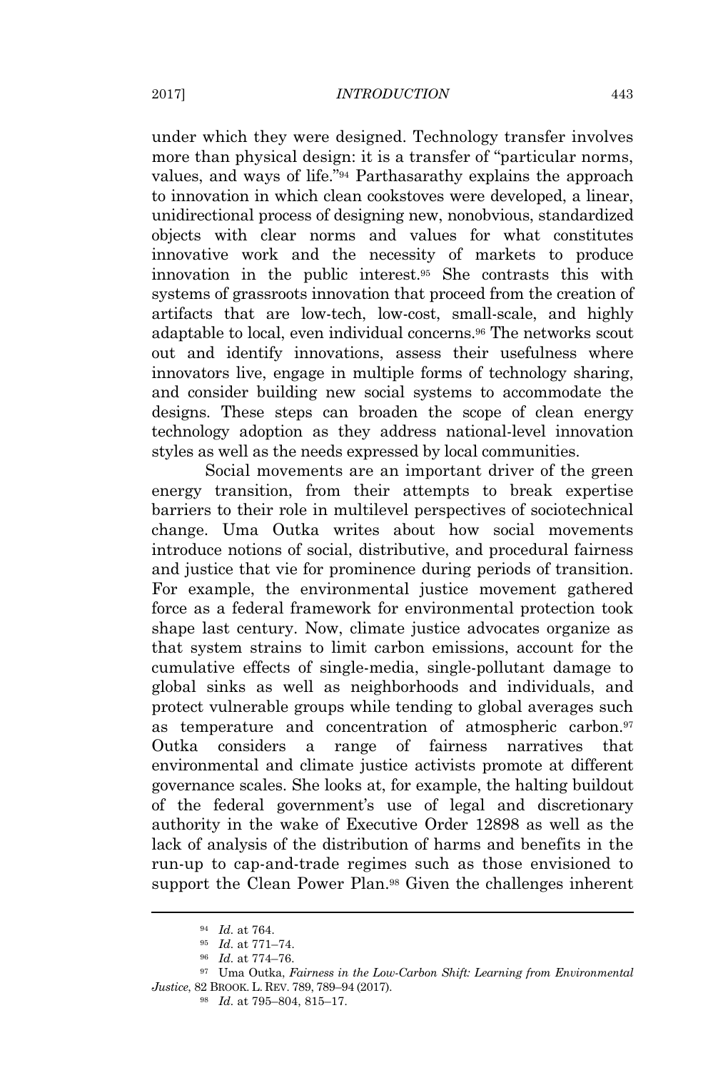under which they were designed. Technology transfer involves more than physical design: it is a transfer of "particular norms, values, and ways of life."[94] Parthasarathy explains the approach to innovation in which clean cookstoves were developed, a linear, unidirectional process of designing new, nonobvious, standardized objects with clear norms and values for what constitutes innovative work and the necessity of markets to produce innovation in the public interest.[95] She contrasts this with systems of grassroots innovation that proceed from the creation of artifacts that are low-tech, low-cost, small-scale, and highly adaptable to local, even individual concerns.[96] The networks scout out and identify innovations, assess their usefulness where innovators live, engage in multiple forms of technology sharing, and consider building new social systems to accommodate the designs. These steps can broaden the scope of clean energy technology adoption as they address national-level innovation styles as well as the needs expressed by local communities.

Social movements are an important driver of the green energy transition, from their attempts to break expertise barriers to their role in multilevel perspectives of sociotechnical change. Uma Outka writes about how social movements introduce notions of social, distributive, and procedural fairness and justice that vie for prominence during periods of transition. For example, the environmental justice movement gathered force as a federal framework for environmental protection took shape last century. Now, climate justice advocates organize as that system strains to limit carbon emissions, account for the cumulative effects of single-media, single-pollutant damage to global sinks as well as neighborhoods and individuals, and protect vulnerable groups while tending to global averages such as temperature and concentration of atmospheric carbon.[97] Outka considers a range of fairness narratives that environmental and climate justice activists promote at different governance scales. She looks at, for example, the halting buildout of the federal government's use of legal and discretionary authority in the wake of Executive Order 12898 as well as the lack of analysis of the distribution of harms and benefits in the run-up to cap-and-trade regimes such as those envisioned to support the Clean Power Plan.[98] Given the challenges inherent

---

[94] *Id.* at 764.

[95] *Id.* at 771–74.

[96] *Id.* at 774–76.

[97] Uma Outka, *Fairness in the Low-Carbon Shift: Learning from Environmental Justice*, 82 BROOK. L. REV. 789, 789–94 (2017).

[98] *Id.* at 795–804, 815–17.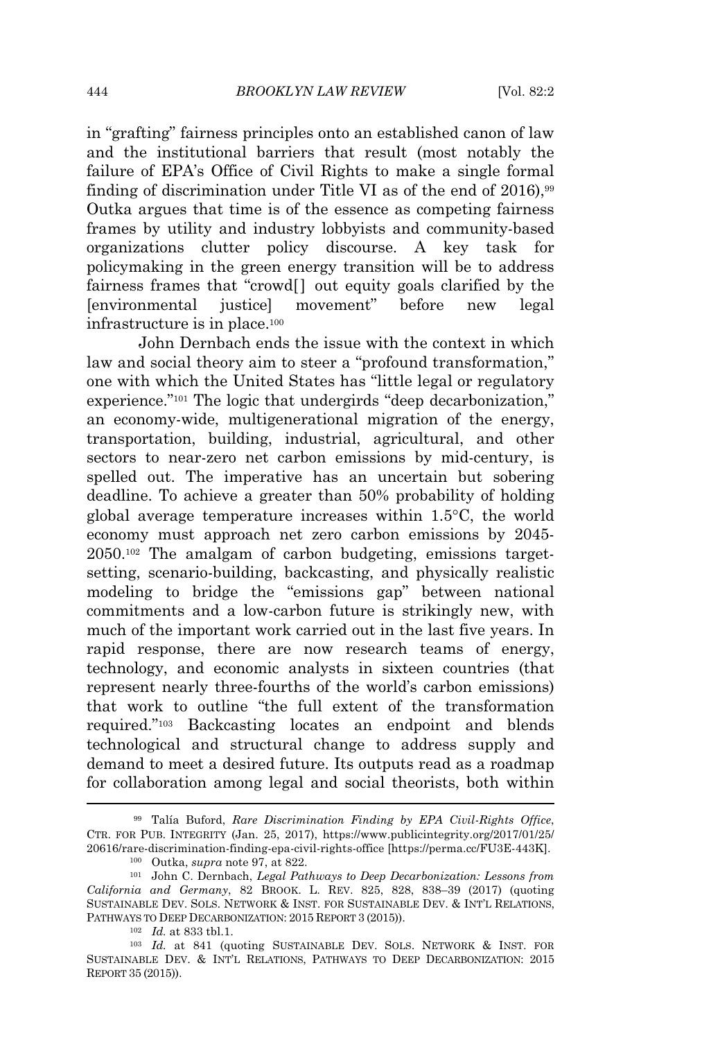in "grafting" fairness principles onto an established canon of law and the institutional barriers that result (most notably the failure of EPA's Office of Civil Rights to make a single formal finding of discrimination under Title VI as of the end of 2016),[99] Outka argues that time is of the essence as competing fairness frames by utility and industry lobbyists and community-based organizations clutter policy discourse. A key task for policymaking in the green energy transition will be to address fairness frames that "crowd[] out equity goals clarified by the [environmental justice] movement" before new legal infrastructure is in place.[100]

John Dernbach ends the issue with the context in which law and social theory aim to steer a "profound transformation," one with which the United States has "little legal or regulatory experience."[101] The logic that undergirds "deep decarbonization," an economy-wide, multigenerational migration of the energy, transportation, building, industrial, agricultural, and other sectors to near-zero net carbon emissions by mid-century, is spelled out. The imperative has an uncertain but sobering deadline. To achieve a greater than 50% probability of holding global average temperature increases within 1.5°C, the world economy must approach net zero carbon emissions by 2045-2050.[102] The amalgam of carbon budgeting, emissions target-setting, scenario-building, backcasting, and physically realistic modeling to bridge the "emissions gap" between national commitments and a low-carbon future is strikingly new, with much of the important work carried out in the last five years. In rapid response, there are now research teams of energy, technology, and economic analysts in sixteen countries (that represent nearly three-fourths of the world's carbon emissions) that work to outline "the full extent of the transformation required."[103] Backcasting locates an endpoint and blends technological and structural change to address supply and demand to meet a desired future. Its outputs read as a roadmap for collaboration among legal and social theorists, both within

---

[99] Talía Buford, *Rare Discrimination Finding by EPA Civil-Rights Office*, CTR. FOR PUB. INTEGRITY (Jan. 25, 2017), https://www.publicintegrity.org/2017/01/25/20616/rare-discrimination-finding-epa-civil-rights-office [https://perma.cc/FU3E-443K].

[100] Outka, *supra* note 97, at 822.

[101] John C. Dernbach, *Legal Pathways to Deep Decarbonization: Lessons from California and Germany*, 82 BROOK. L. REV. 825, 828, 838–39 (2017) (quoting SUSTAINABLE DEV. SOLS. NETWORK & INST. FOR SUSTAINABLE DEV. & INT'L RELATIONS, PATHWAYS TO DEEP DECARBONIZATION: 2015 REPORT 3 (2015)).

[102] *Id.* at 833 tbl.1.

[103] *Id.* at 841 (quoting SUSTAINABLE DEV. SOLS. NETWORK & INST. FOR SUSTAINABLE DEV. & INT'L RELATIONS, PATHWAYS TO DEEP DECARBONIZATION: 2015 REPORT 35 (2015)).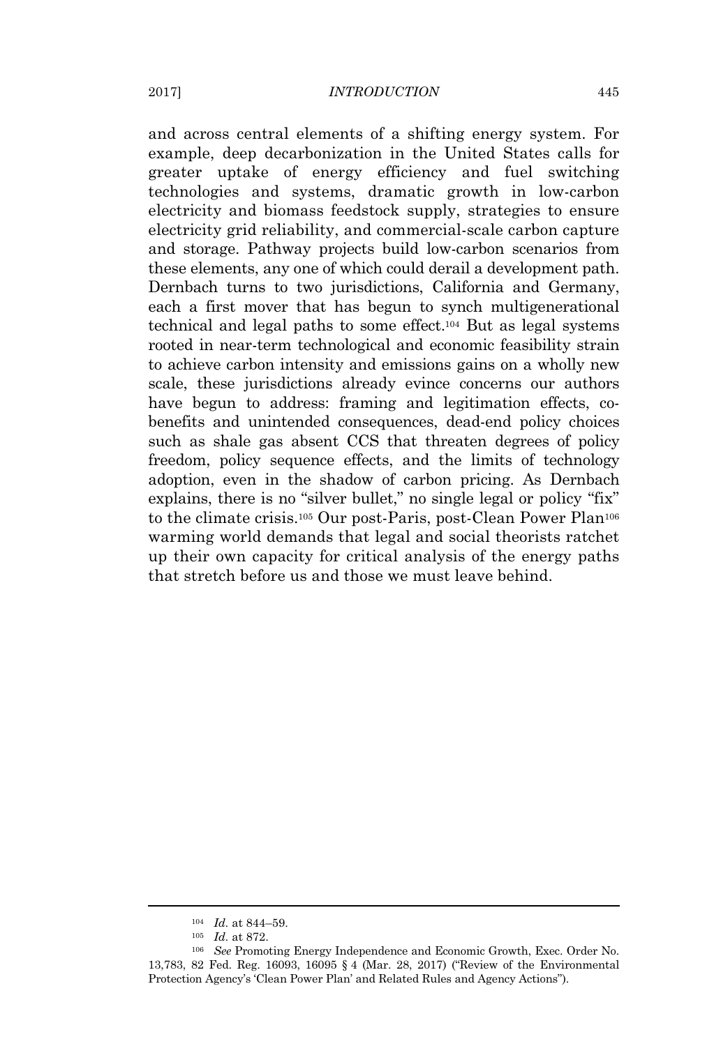and across central elements of a shifting energy system. For example, deep decarbonization in the United States calls for greater uptake of energy efficiency and fuel switching technologies and systems, dramatic growth in low-carbon electricity and biomass feedstock supply, strategies to ensure electricity grid reliability, and commercial-scale carbon capture and storage. Pathway projects build low-carbon scenarios from these elements, any one of which could derail a development path. Dernbach turns to two jurisdictions, California and Germany, each a first mover that has begun to synch multigenerational technical and legal paths to some effect.[104] But as legal systems rooted in near-term technological and economic feasibility strain to achieve carbon intensity and emissions gains on a wholly new scale, these jurisdictions already evince concerns our authors have begun to address: framing and legitimation effects, co-benefits and unintended consequences, dead-end policy choices such as shale gas absent CCS that threaten degrees of policy freedom, policy sequence effects, and the limits of technology adoption, even in the shadow of carbon pricing. As Dernbach explains, there is no "silver bullet," no single legal or policy "fix" to the climate crisis.[105] Our post-Paris, post-Clean Power Plan[106] warming world demands that legal and social theorists ratchet up their own capacity for critical analysis of the energy paths that stretch before us and those we must leave behind.

---

[104] *Id.* at 844–59.

[105] *Id.* at 872.

[106] *See* Promoting Energy Independence and Economic Growth, Exec. Order No. 13,783, 82 Fed. Reg. 16093, 16095 § 4 (Mar. 28, 2017) ("Review of the Environmental Protection Agency's 'Clean Power Plan' and Related Rules and Agency Actions").